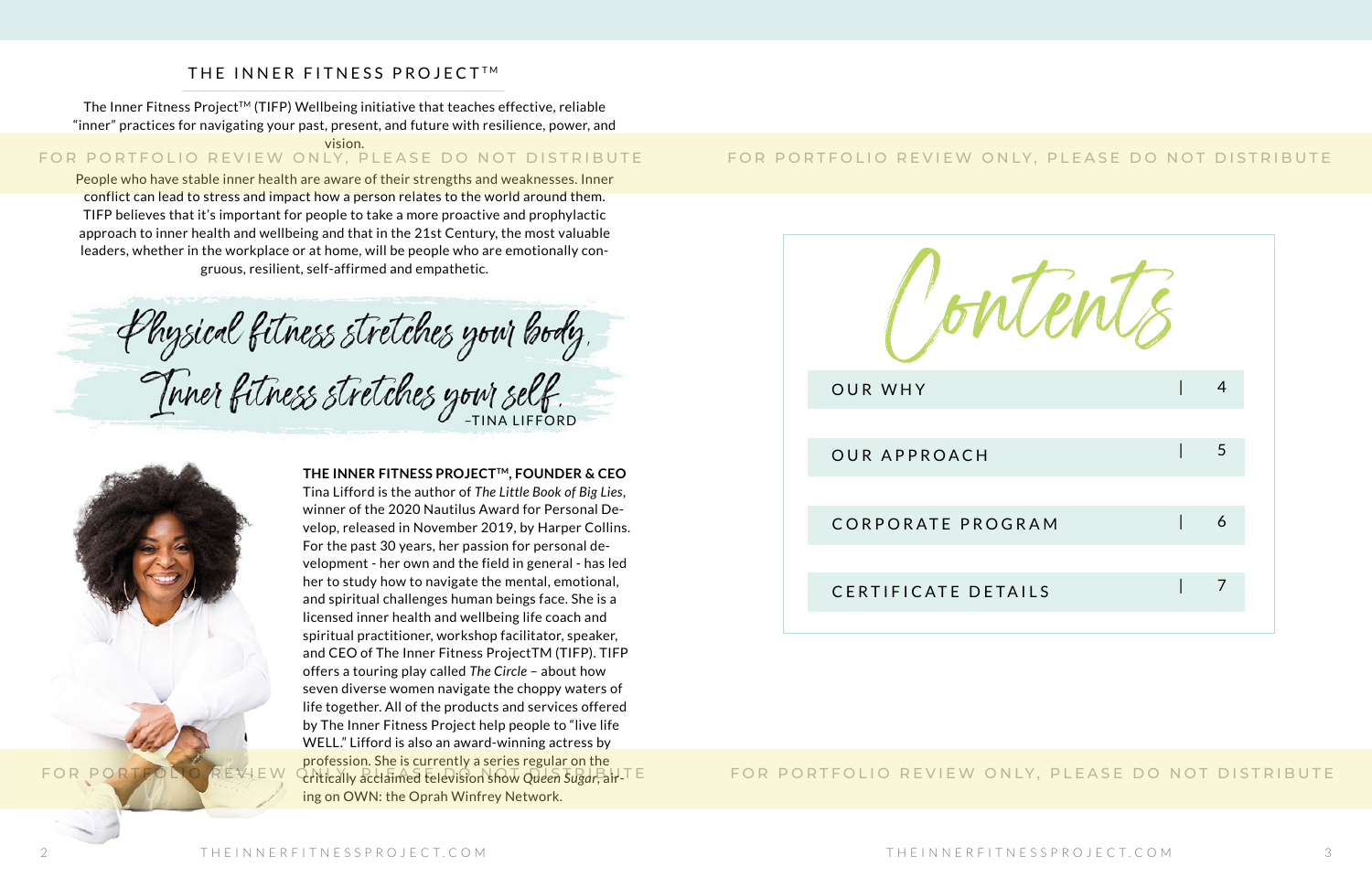## THE INNER FITNESS PROJECT™

The Inner Fitness Project™ (TIFP) Wellbeing initiative that teaches effective, reliable "inner" practices for navigating your past, present, and future with resilience, power, and vision.

FOR PORTFOLIO REVIEW ONLY, PLEASE DO NOT DISTRIBUTE

People who have stable inner health are aware of their strengths and weaknesses. Inner conflict can lead to stress and impact how a person relates to the world around them. TIFP believes that it's important for people to take a more proactive and prophylactic approach to inner health and wellbeing and that in the 21st Century, the most valuable leaders, whether in the workplace or at home, will be people who are emotionally congruous, resilient, self-affirmed and empathetic.

*Physical fitness stretches your body. Inner fitness stretches your self.*
–TINA LIFFORD

**THE INNER FITNESS PROJECT™, FOUNDER & CEO**
Tina Lifford is the author of *The Little Book of Big Lies*, winner of the 2020 Nautilus Award for Personal Develop, released in November 2019, by Harper Collins. For the past 30 years, her passion for personal development - her own and the field in general - has led her to study how to navigate the mental, emotional, and spiritual challenges human beings face. She is a licensed inner health and wellbeing life coach and spiritual practitioner, workshop facilitator, speaker, and CEO of The Inner Fitness ProjectTM (TIFP). TIFP offers a touring play called *The Circle* – about how seven diverse women navigate the choppy waters of life together. All of the products and services offered by The Inner Fitness Project help people to "live life WELL." Lifford is also an award-winning actress by profession. She is currently a series regular on the critically acclaimed television show *Queen Sugar*, airing on OWN: the Oprah Winfrey Network.

FOR PORTFOLIO REVIEW ONLY, PLEASE DO NOT DISTRIBUTE

FOR PORTFOLIO REVIEW ONLY, PLEASE DO NOT DISTRIBUTE

# Contents

| | |
|---|---|
| OUR WHY | 4 |
| OUR APPROACH | 5 |
| CORPORATE PROGRAM | 6 |
| CERTIFICATE DETAILS | 7 |

FOR PORTFOLIO REVIEW ONLY, PLEASE DO NOT DISTRIBUTE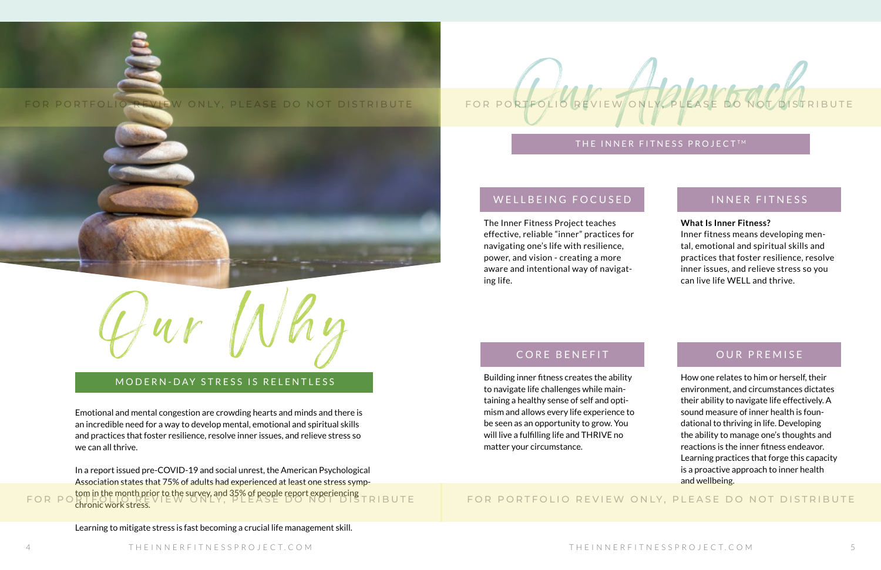# Our Why

## MODERN-DAY STRESS IS RELENTLESS

Emotional and mental congestion are crowding hearts and minds and there is an incredible need for a way to develop mental, emotional and spiritual skills and practices that foster resilience, resolve inner issues, and relieve stress so we can all thrive.

In a report issued pre-COVID-19 and social unrest, the American Psychological Association states that 75% of adults had experienced at least one stress symptom in the month prior to the survey, and 35% of people report experiencing chronic work stress.

Learning to mitigate stress is fast becoming a crucial life management skill.

# Our Approach

## THE INNER FITNESS PROJECT™

### WELLBEING FOCUSED

The Inner Fitness Project teaches effective, reliable "inner" practices for navigating one's life with resilience, power, and vision - creating a more aware and intentional way of navigating life.

### INNER FITNESS

**What Is Inner Fitness?**
Inner fitness means developing mental, emotional and spiritual skills and practices that foster resilience, resolve inner issues, and relieve stress so you can live life WELL and thrive.

### CORE BENEFIT

Building inner fitness creates the ability to navigate life challenges while maintaining a healthy sense of self and optimism and allows every life experience to be seen as an opportunity to grow. You will live a fulfilling life and THRIVE no matter your circumstance.

### OUR PREMISE

How one relates to him or herself, their environment, and circumstances dictates their ability to navigate life effectively. A sound measure of inner health is foundational to thriving in life. Developing the ability to manage one's thoughts and reactions is the inner fitness endeavor. Learning practices that forge this capacity is a proactive approach to inner health and wellbeing.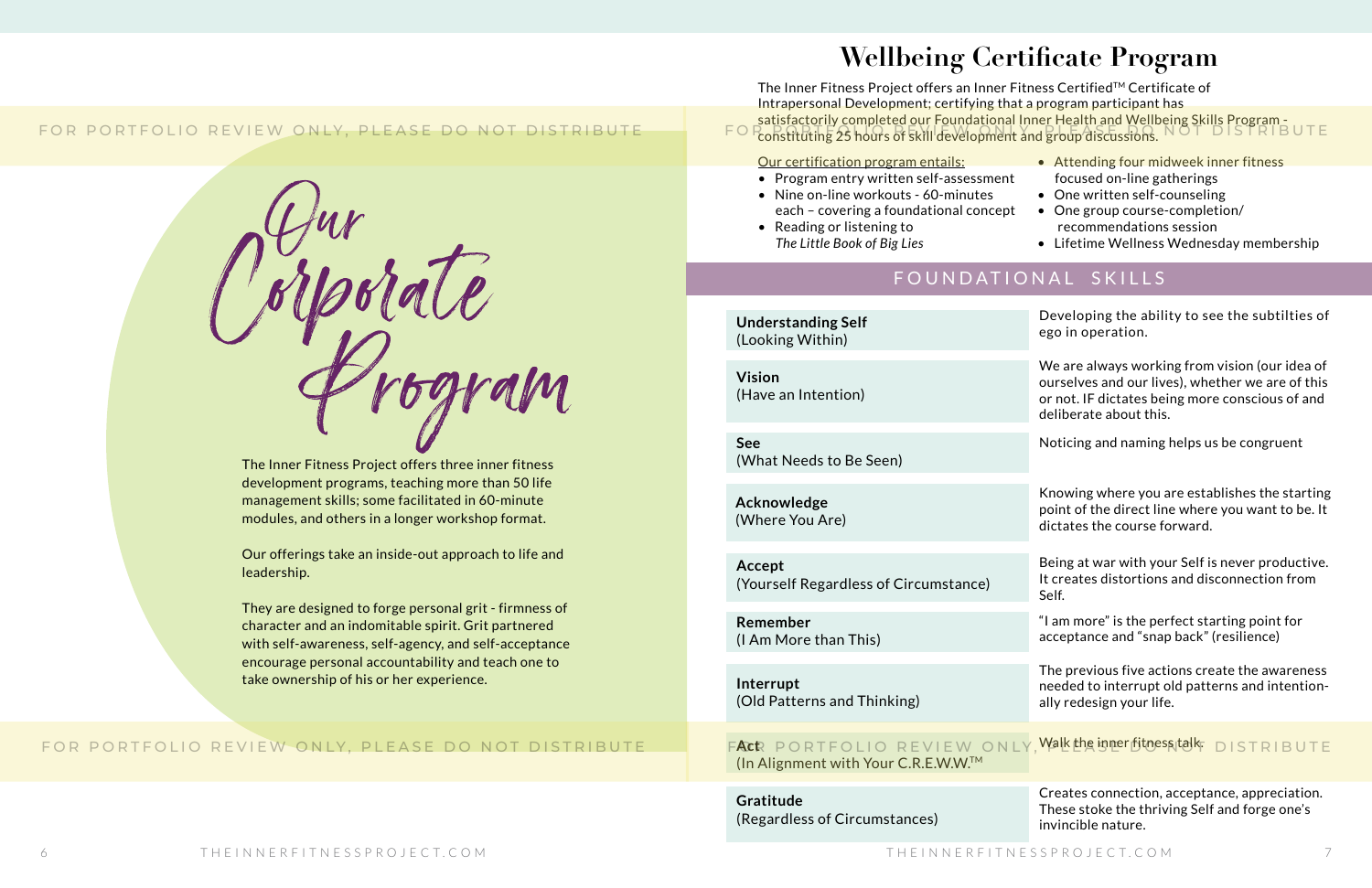# Our Corporate Program

The Inner Fitness Project offers three inner fitness development programs, teaching more than 50 life management skills; some facilitated in 60-minute modules, and others in a longer workshop format.

Our offerings take an inside-out approach to life and leadership.

They are designed to forge personal grit - firmness of character and an indomitable spirit. Grit partnered with self-awareness, self-agency, and self-acceptance encourage personal accountability and teach one to take ownership of his or her experience.

## Wellbeing Certificate Program

The Inner Fitness Project offers an Inner Fitness Certified™ Certificate of Intrapersonal Development; certifying that a program participant has satisfactorily completed our Foundational Inner Health and Wellbeing Skills Program - constituting 25 hours of skill development and group discussions.

Our certification program entails:

- Program entry written self-assessment
- Nine on-line workouts - 60-minutes each – covering a foundational concept
- Reading or listening to *The Little Book of Big Lies*
- Attending four midweek inner fitness focused on-line gatherings
- One written self-counseling
- One group course-completion/ recommendations session
- Lifetime Wellness Wednesday membership

## FOUNDATIONAL SKILLS

| | |
|---|---|
| **Understanding Self** (Looking Within) | Developing the ability to see the subtilties of ego in operation. |
| **Vision** (Have an Intention) | We are always working from vision (our idea of ourselves and our lives), whether we are of this or not. IF dictates being more conscious of and deliberate about this. |
| **See** (What Needs to Be Seen) | Noticing and naming helps us be congruent |
| **Acknowledge** (Where You Are) | Knowing where you are establishes the starting point of the direct line where you want to be. It dictates the course forward. |
| **Accept** (Yourself Regardless of Circumstance) | Being at war with your Self is never productive. It creates distortions and disconnection from Self. |
| **Remember** (I Am More than This) | "I am more" is the perfect starting point for acceptance and "snap back" (resilience) |
| **Interrupt** (Old Patterns and Thinking) | The previous five actions create the awareness needed to interrupt old patterns and intentionally redesign your life. |
| **Act** (In Alignment with Your C.R.E.W.W.™) | Walk the inner fitness talk. |
| **Gratitude** (Regardless of Circumstances) | Creates connection, acceptance, appreciation. These stoke the thriving Self and forge one's invincible nature. |